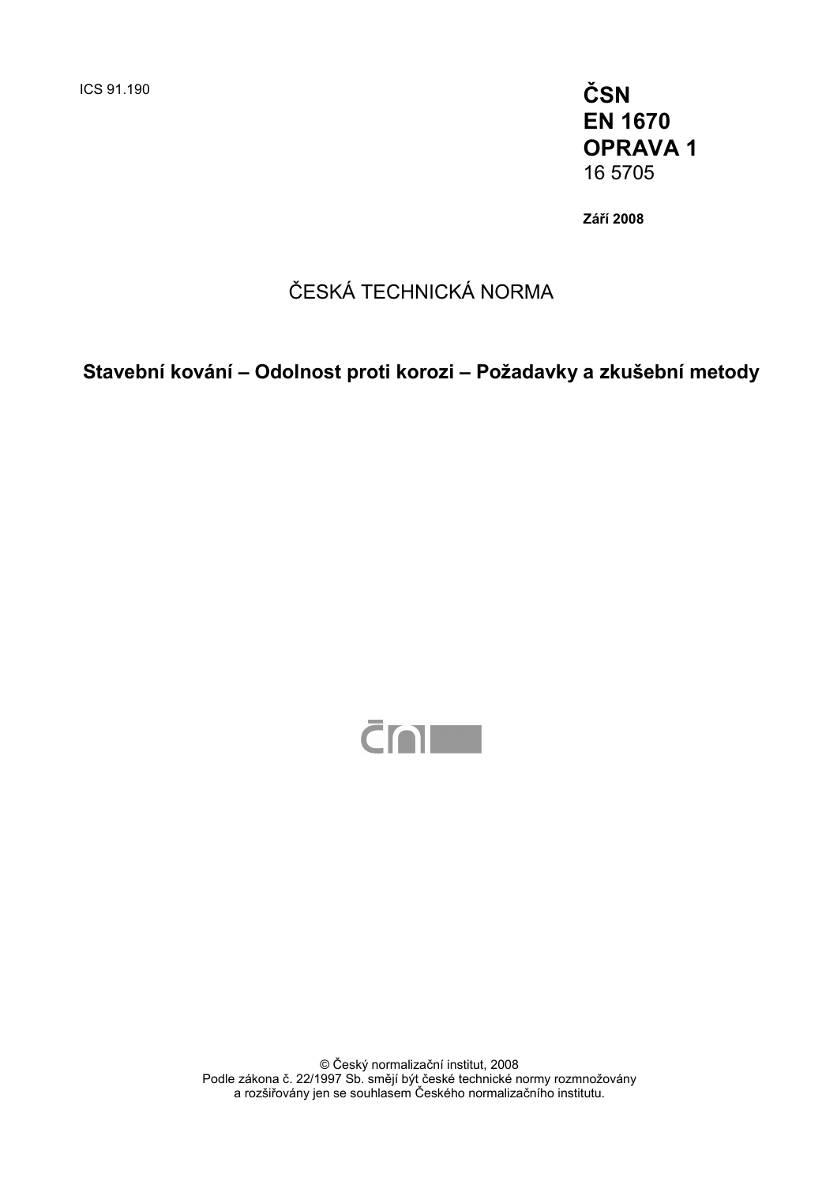ICS 91.190

**ČSN**
**EN 1670**
**OPRAVA 1**
16 5705

**Září 2008**

ČESKÁ TECHNICKÁ NORMA

# Stavební kování – Odolnost proti korozi – Požadavky a zkušební metody

© Český normalizační institut, 2008
Podle zákona č. 22/1997 Sb. smějí být české technické normy rozmnožovány a rozšiřovány jen se souhlasem Českého normalizačního institutu.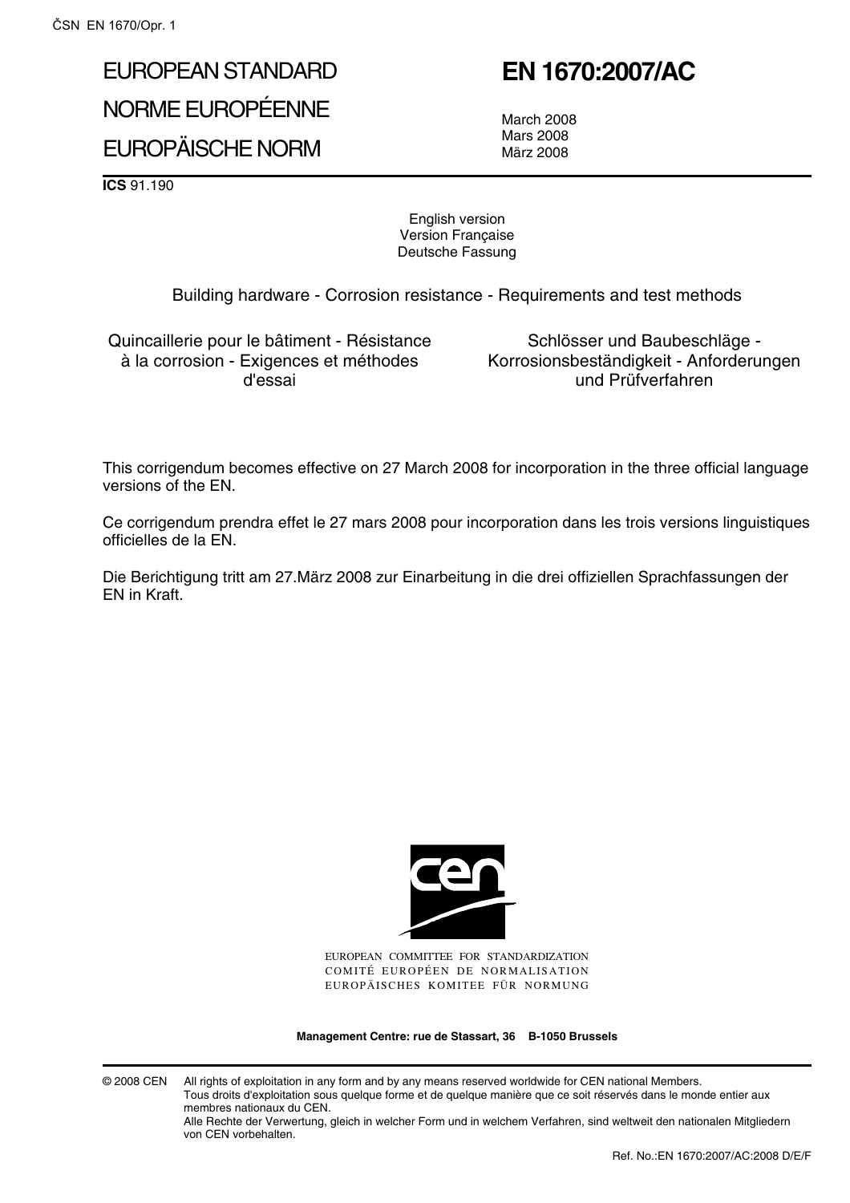# EUROPEAN STANDARD

# NORME EUROPÉENNE

# EUROPÄISCHE NORM

# EN 1670:2007/AC

March 2008
Mars 2008
März 2008

**ICS** 91.190

English version
Version Française
Deutsche Fassung

Building hardware - Corrosion resistance - Requirements and test methods

Quincaillerie pour le bâtiment - Résistance à la corrosion - Exigences et méthodes d'essai

Schlösser und Baubeschläge - Korrosionsbeständigkeit - Anforderungen und Prüfverfahren

This corrigendum becomes effective on 27 March 2008 for incorporation in the three official language versions of the EN.

Ce corrigendum prendra effet le 27 mars 2008 pour incorporation dans les trois versions linguistiques officielles de la EN.

Die Berichtigung tritt am 27.März 2008 zur Einarbeitung in die drei offiziellen Sprachfassungen der EN in Kraft.

EUROPEAN COMMITTEE FOR STANDARDIZATION
COMITÉ EUROPÉEN DE NORMALISATION
EUROPÄISCHES KOMITEE FÜR NORMUNG

**Management Centre: rue de Stassart, 36 B-1050 Brussels**

© 2008 CEN All rights of exploitation in any form and by any means reserved worldwide for CEN national Members.
Tous droits d'exploitation sous quelque forme et de quelque manière que ce soit réservés dans le monde entier aux membres nationaux du CEN.
Alle Rechte der Verwertung, gleich in welcher Form und in welchem Verfahren, sind weltweit den nationalen Mitgliedern von CEN vorbehalten.

Ref. No.:EN 1670:2007/AC:2008 D/E/F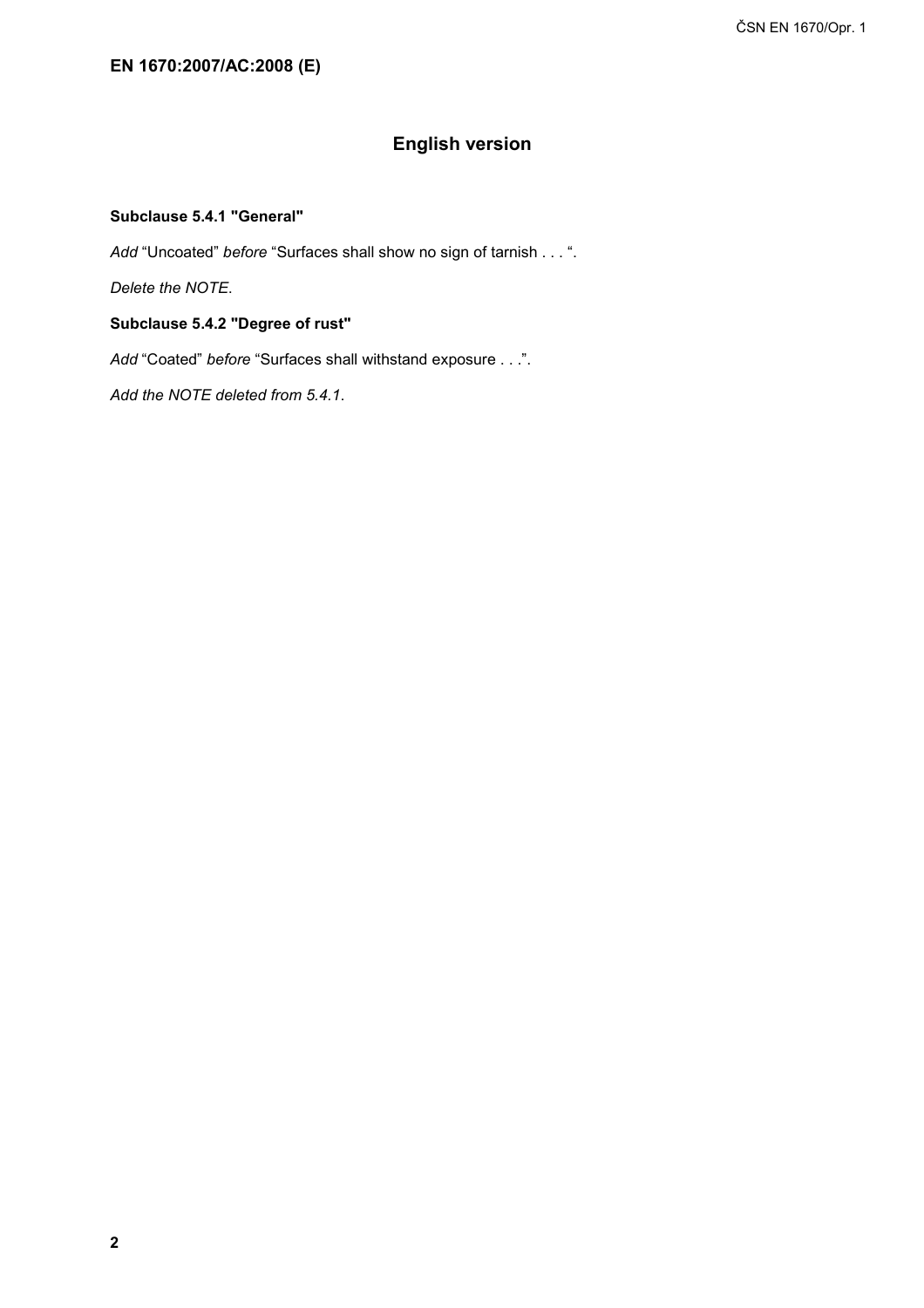**EN 1670:2007/AC:2008 (E)**

## English version

### Subclause 5.4.1 "General"

*Add* "Uncoated" *before* "Surfaces shall show no sign of tarnish . . . ".

*Delete the NOTE.*

### Subclause 5.4.2 "Degree of rust"

*Add* "Coated" *before* "Surfaces shall withstand exposure . . .".

*Add the NOTE deleted from 5.4.1*.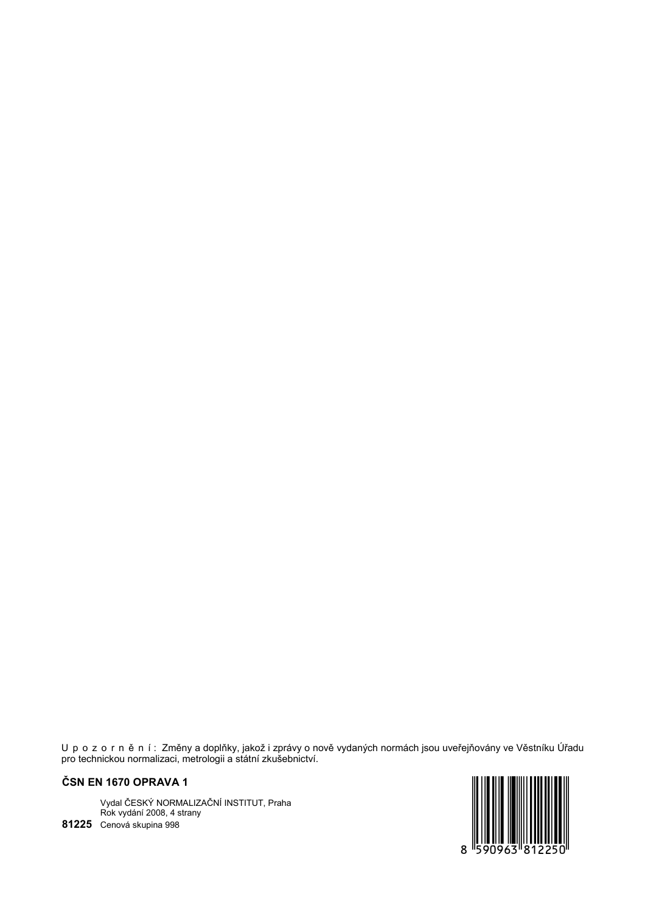U p o z o r n ě n í : Změny a doplňky, jakož i zprávy o nově vydaných normách jsou uveřejňovány ve Věstníku Úřadu pro technickou normalizaci, metrologii a státní zkušebnictví.

**ČSN EN 1670 OPRAVA 1**

Vydal ČESKÝ NORMALIZAČNÍ INSTITUT, Praha
Rok vydání 2008, 4 strany

**81225** Cenová skupina 998

8 590963 812250